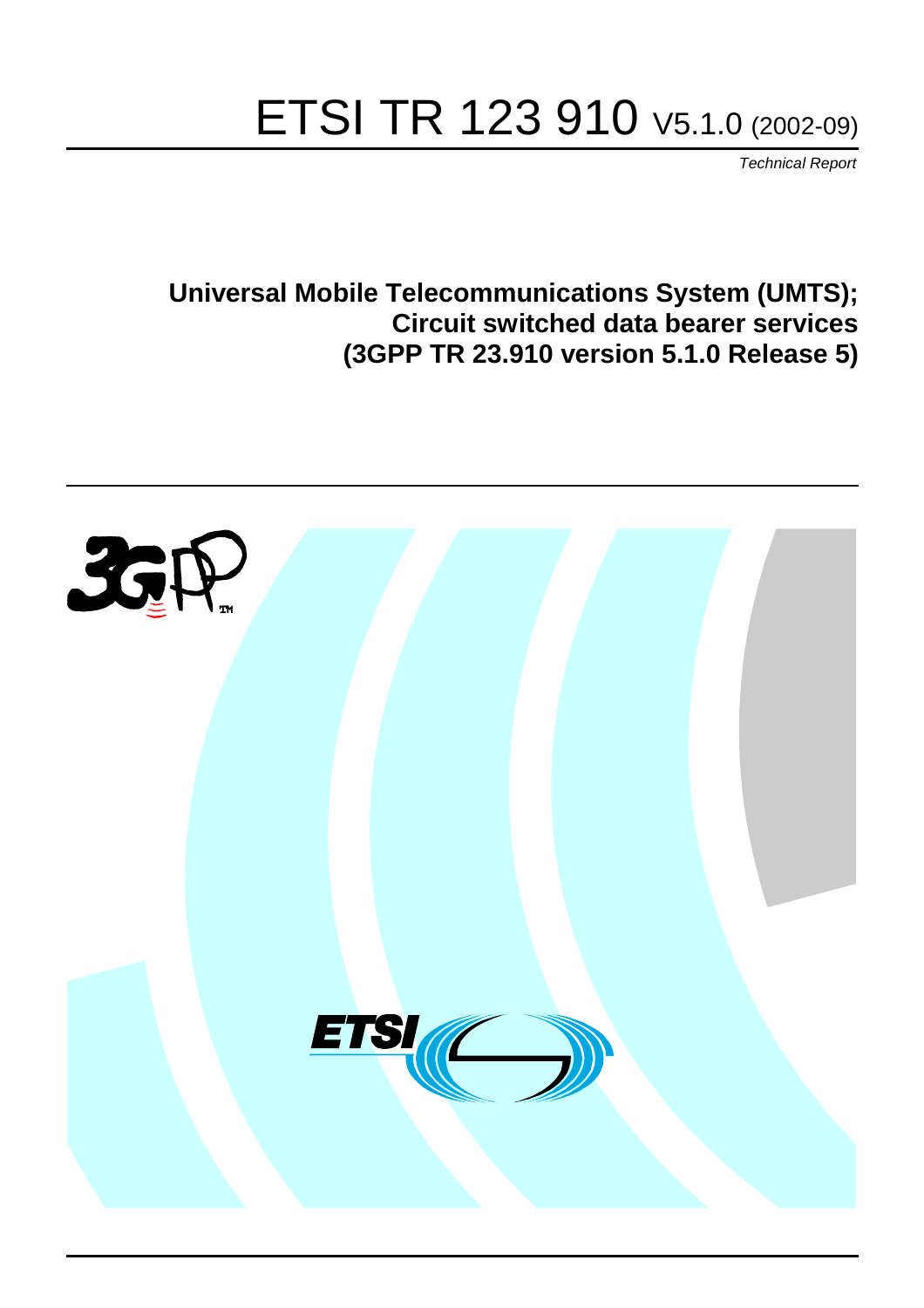# ETSI TR 123 910 V5.1.0 (2002-09)

*Technical Report*

**Universal Mobile Telecommunications System (UMTS); Circuit switched data bearer services (3GPP TR 23.910 version 5.1.0 Release 5)**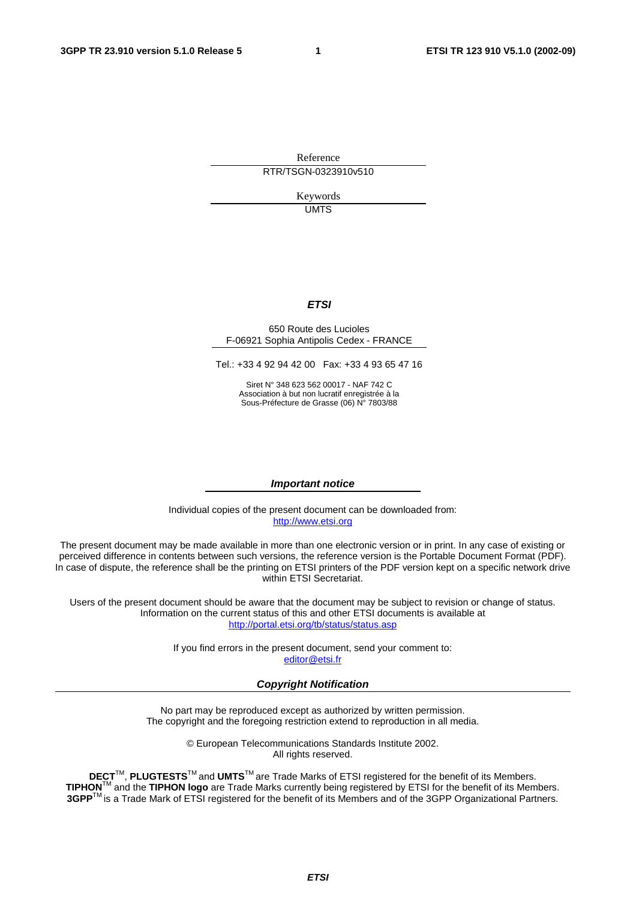Reference

RTR/TSGN-0323910v510

Keywords

UMTS

***ETSI***

650 Route des Lucioles
F-06921 Sophia Antipolis Cedex - FRANCE

Tel.: +33 4 92 94 42 00 Fax: +33 4 93 65 47 16

Siret N° 348 623 562 00017 - NAF 742 C
Association à but non lucratif enregistrée à la
Sous-Préfecture de Grasse (06) N° 7803/88

***Important notice***

Individual copies of the present document can be downloaded from:
http://www.etsi.org

The present document may be made available in more than one electronic version or in print. In any case of existing or perceived difference in contents between such versions, the reference version is the Portable Document Format (PDF). In case of dispute, the reference shall be the printing on ETSI printers of the PDF version kept on a specific network drive within ETSI Secretariat.

Users of the present document should be aware that the document may be subject to revision or change of status. Information on the current status of this and other ETSI documents is available at
http://portal.etsi.org/tb/status/status.asp

If you find errors in the present document, send your comment to:
editor@etsi.fr

***Copyright Notification***

No part may be reproduced except as authorized by written permission.
The copyright and the foregoing restriction extend to reproduction in all media.

© European Telecommunications Standards Institute 2002.
All rights reserved.

**DECT**TM, **PLUGTESTS**TM and **UMTS**TM are Trade Marks of ETSI registered for the benefit of its Members.
**TIPHON**TM and the **TIPHON logo** are Trade Marks currently being registered by ETSI for the benefit of its Members.
**3GPP**TM is a Trade Mark of ETSI registered for the benefit of its Members and of the 3GPP Organizational Partners.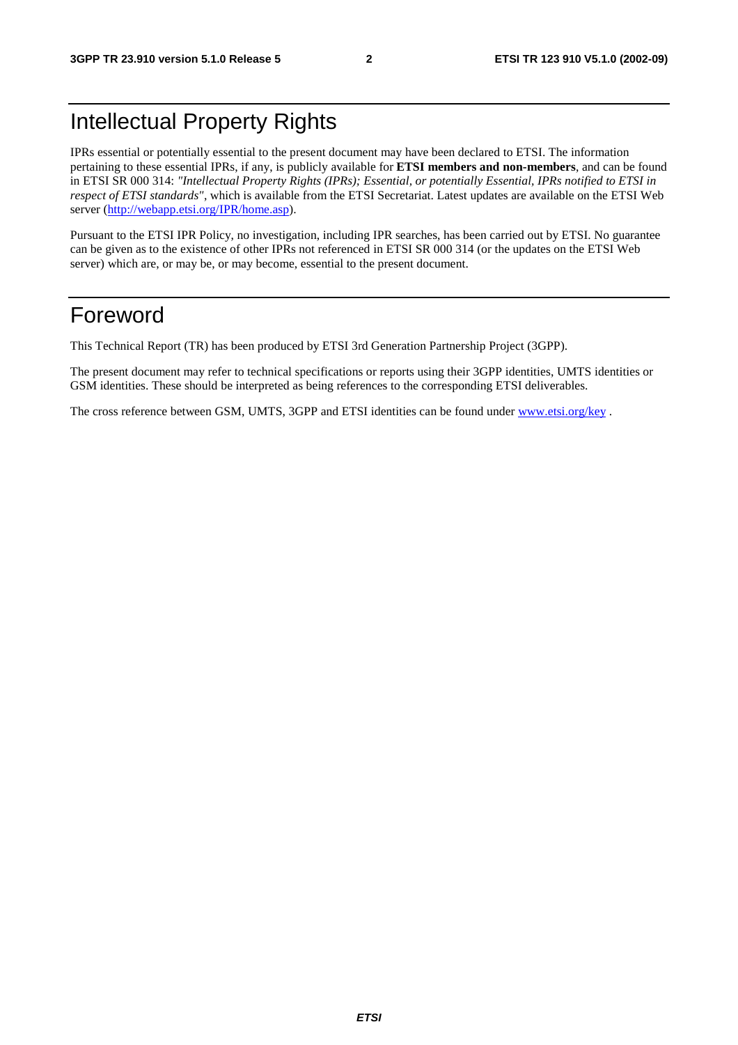# Intellectual Property Rights

IPRs essential or potentially essential to the present document may have been declared to ETSI. The information pertaining to these essential IPRs, if any, is publicly available for **ETSI members and non-members**, and can be found in ETSI SR 000 314: *"Intellectual Property Rights (IPRs); Essential, or potentially Essential, IPRs notified to ETSI in respect of ETSI standards"*, which is available from the ETSI Secretariat. Latest updates are available on the ETSI Web server (http://webapp.etsi.org/IPR/home.asp).

Pursuant to the ETSI IPR Policy, no investigation, including IPR searches, has been carried out by ETSI. No guarantee can be given as to the existence of other IPRs not referenced in ETSI SR 000 314 (or the updates on the ETSI Web server) which are, or may be, or may become, essential to the present document.

# Foreword

This Technical Report (TR) has been produced by ETSI 3rd Generation Partnership Project (3GPP).

The present document may refer to technical specifications or reports using their 3GPP identities, UMTS identities or GSM identities. These should be interpreted as being references to the corresponding ETSI deliverables.

The cross reference between GSM, UMTS, 3GPP and ETSI identities can be found under www.etsi.org/key .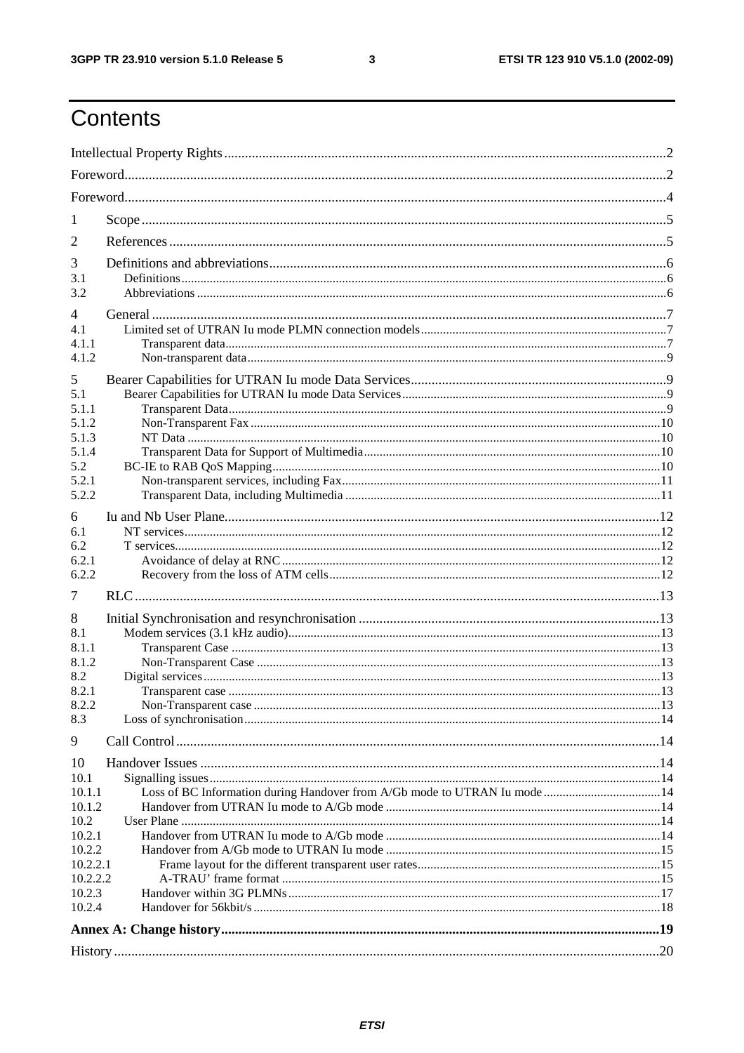# Contents

Intellectual Property Rights ..... 2

Foreword ..... 2

Foreword ..... 4

1 Scope ..... 5

2 References ..... 5

3 Definitions and abbreviations ..... 6

3.1 Definitions ..... 6

3.2 Abbreviations ..... 6

4 General ..... 7

4.1 Limited set of UTRAN Iu mode PLMN connection models ..... 7

4.1.1 Transparent data ..... 7

4.1.2 Non-transparent data ..... 9

5 Bearer Capabilities for UTRAN Iu mode Data Services ..... 9

5.1 Bearer Capabilities for UTRAN Iu mode Data Services ..... 9

5.1.1 Transparent Data ..... 9

5.1.2 Non-Transparent Fax ..... 10

5.1.3 NT Data ..... 10

5.1.4 Transparent Data for Support of Multimedia ..... 10

5.2 BC-IE to RAB QoS Mapping ..... 10

5.2.1 Non-transparent services, including Fax ..... 11

5.2.2 Transparent Data, including Multimedia ..... 11

6 Iu and Nb User Plane ..... 12

6.1 NT services ..... 12

6.2 T services ..... 12

6.2.1 Avoidance of delay at RNC ..... 12

6.2.2 Recovery from the loss of ATM cells ..... 12

7 RLC ..... 13

8 Initial Synchronisation and resynchronisation ..... 13

8.1 Modem services (3.1 kHz audio) ..... 13

8.1.1 Transparent Case ..... 13

8.1.2 Non-Transparent Case ..... 13

8.2 Digital services ..... 13

8.2.1 Transparent case ..... 13

8.2.2 Non-Transparent case ..... 13

8.3 Loss of synchronisation ..... 14

9 Call Control ..... 14

10 Handover Issues ..... 14

10.1 Signalling issues ..... 14

10.1.1 Loss of BC Information during Handover from A/Gb mode to UTRAN Iu mode ..... 14

10.1.2 Handover from UTRAN Iu mode to A/Gb mode ..... 14

10.2 User Plane ..... 14

10.2.1 Handover from UTRAN Iu mode to A/Gb mode ..... 14

10.2.2 Handover from A/Gb mode to UTRAN Iu mode ..... 15

10.2.2.1 Frame layout for the different transparent user rates ..... 15

10.2.2.2 A-TRAU' frame format ..... 15

10.2.3 Handover within 3G PLMNs ..... 17

10.2.4 Handover for 56kbit/s ..... 18

**Annex A: Change history ..... 19**

History ..... 20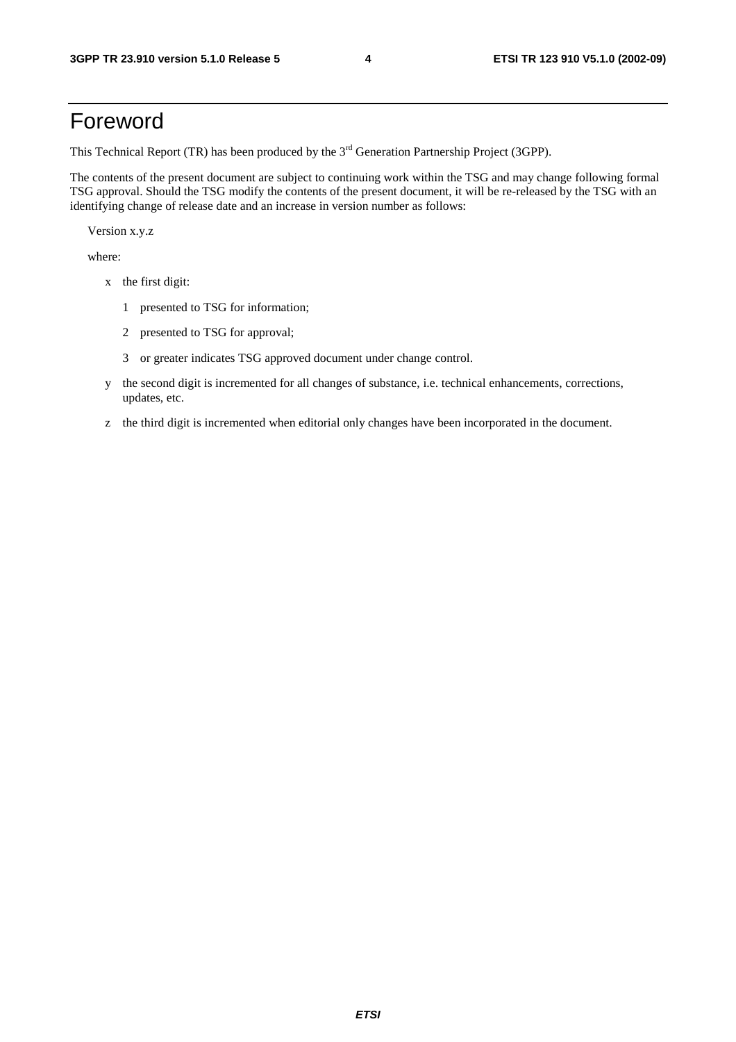# Foreword

This Technical Report (TR) has been produced by the 3rd Generation Partnership Project (3GPP).

The contents of the present document are subject to continuing work within the TSG and may change following formal TSG approval. Should the TSG modify the contents of the present document, it will be re-released by the TSG with an identifying change of release date and an increase in version number as follows:

Version x.y.z

where:

- x the first digit:
  - 1 presented to TSG for information;
  - 2 presented to TSG for approval;
  - 3 or greater indicates TSG approved document under change control.
- y the second digit is incremented for all changes of substance, i.e. technical enhancements, corrections, updates, etc.
- z the third digit is incremented when editorial only changes have been incorporated in the document.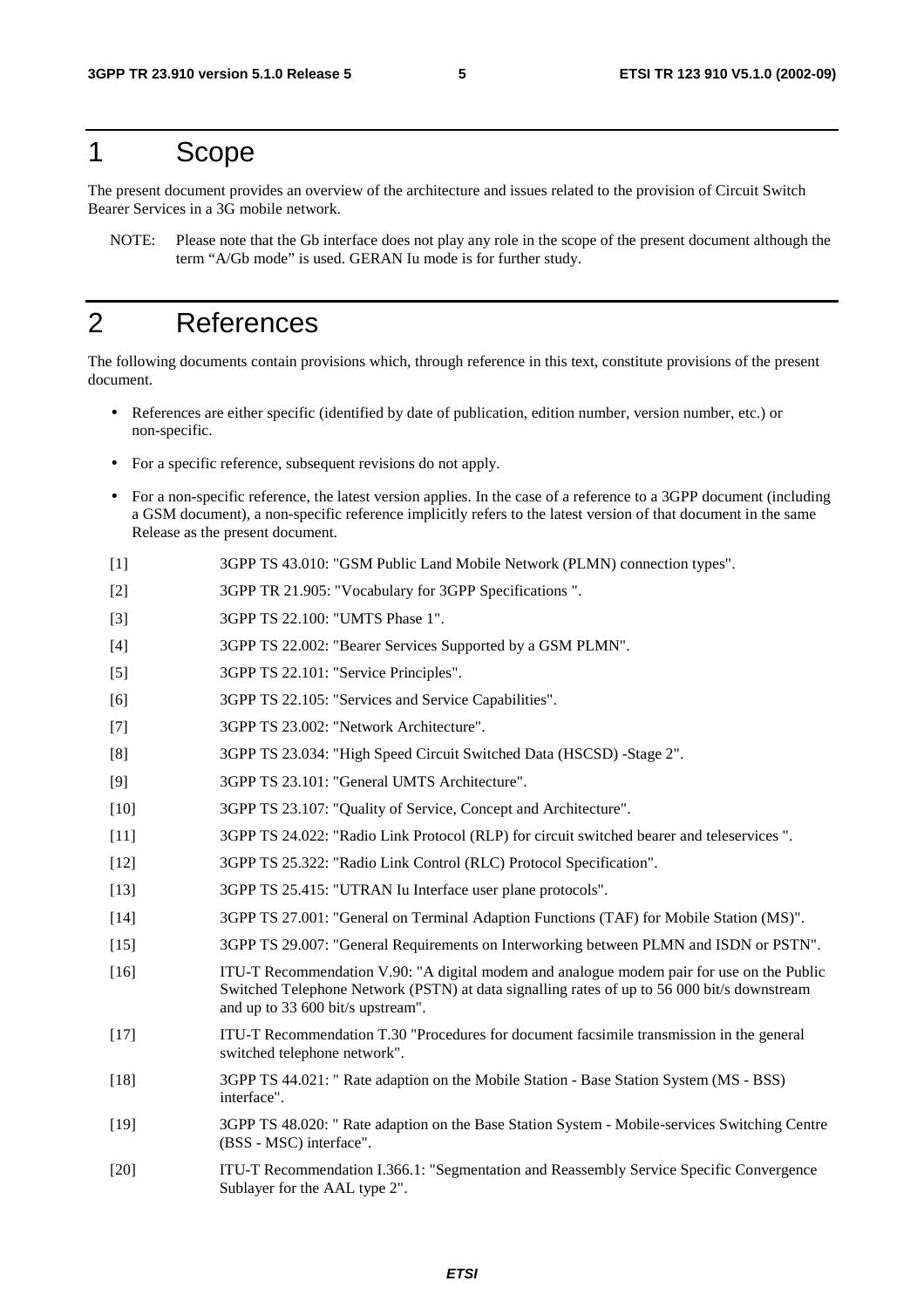# 1 Scope

The present document provides an overview of the architecture and issues related to the provision of Circuit Switch Bearer Services in a 3G mobile network.

NOTE: Please note that the Gb interface does not play any role in the scope of the present document although the term "A/Gb mode" is used. GERAN Iu mode is for further study.

# 2 References

The following documents contain provisions which, through reference in this text, constitute provisions of the present document.

- References are either specific (identified by date of publication, edition number, version number, etc.) or non-specific.
- For a specific reference, subsequent revisions do not apply.
- For a non-specific reference, the latest version applies. In the case of a reference to a 3GPP document (including a GSM document), a non-specific reference implicitly refers to the latest version of that document in the same Release as the present document.

[1] 3GPP TS 43.010: "GSM Public Land Mobile Network (PLMN) connection types".

[2] 3GPP TR 21.905: "Vocabulary for 3GPP Specifications ".

[3] 3GPP TS 22.100: "UMTS Phase 1".

[4] 3GPP TS 22.002: "Bearer Services Supported by a GSM PLMN".

[5] 3GPP TS 22.101: "Service Principles".

[6] 3GPP TS 22.105: "Services and Service Capabilities".

[7] 3GPP TS 23.002: "Network Architecture".

[8] 3GPP TS 23.034: "High Speed Circuit Switched Data (HSCSD) -Stage 2".

[9] 3GPP TS 23.101: "General UMTS Architecture".

[10] 3GPP TS 23.107: "Quality of Service, Concept and Architecture".

[11] 3GPP TS 24.022: "Radio Link Protocol (RLP) for circuit switched bearer and teleservices ".

[12] 3GPP TS 25.322: "Radio Link Control (RLC) Protocol Specification".

[13] 3GPP TS 25.415: "UTRAN Iu Interface user plane protocols".

[14] 3GPP TS 27.001: "General on Terminal Adaption Functions (TAF) for Mobile Station (MS)".

[15] 3GPP TS 29.007: "General Requirements on Interworking between PLMN and ISDN or PSTN".

[16] ITU-T Recommendation V.90: "A digital modem and analogue modem pair for use on the Public Switched Telephone Network (PSTN) at data signalling rates of up to 56 000 bit/s downstream and up to 33 600 bit/s upstream".

[17] ITU-T Recommendation T.30 "Procedures for document facsimile transmission in the general switched telephone network".

[18] 3GPP TS 44.021: " Rate adaption on the Mobile Station - Base Station System (MS - BSS) interface".

[19] 3GPP TS 48.020: " Rate adaption on the Base Station System - Mobile-services Switching Centre (BSS - MSC) interface".

[20] ITU-T Recommendation I.366.1: "Segmentation and Reassembly Service Specific Convergence Sublayer for the AAL type 2".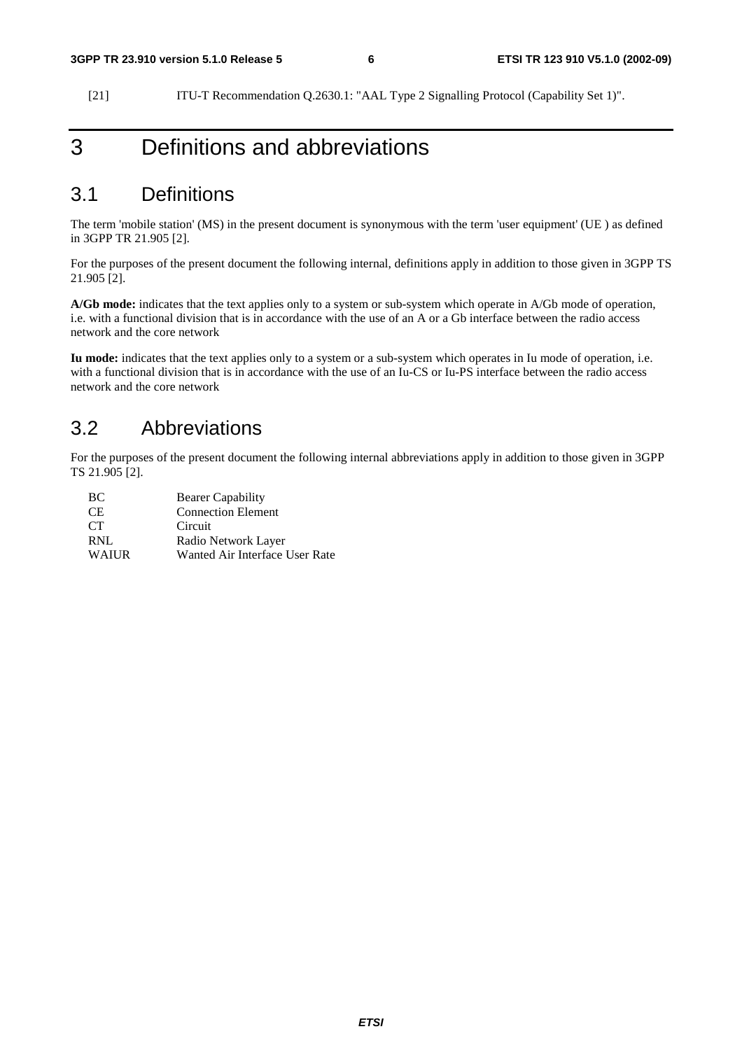[21] ITU-T Recommendation Q.2630.1: "AAL Type 2 Signalling Protocol (Capability Set 1)".

# 3 Definitions and abbreviations

## 3.1 Definitions

The term 'mobile station' (MS) in the present document is synonymous with the term 'user equipment' (UE ) as defined in 3GPP TR 21.905 [2].

For the purposes of the present document the following internal, definitions apply in addition to those given in 3GPP TS 21.905 [2].

**A/Gb mode:** indicates that the text applies only to a system or sub-system which operate in A/Gb mode of operation, i.e. with a functional division that is in accordance with the use of an A or a Gb interface between the radio access network and the core network

**Iu mode:** indicates that the text applies only to a system or a sub-system which operates in Iu mode of operation, i.e. with a functional division that is in accordance with the use of an Iu-CS or Iu-PS interface between the radio access network and the core network

## 3.2 Abbreviations

For the purposes of the present document the following internal abbreviations apply in addition to those given in 3GPP TS 21.905 [2].

| | |
|---|---|
| BC | Bearer Capability |
| CE | Connection Element |
| CT | Circuit |
| RNL | Radio Network Layer |
| WAIUR | Wanted Air Interface User Rate |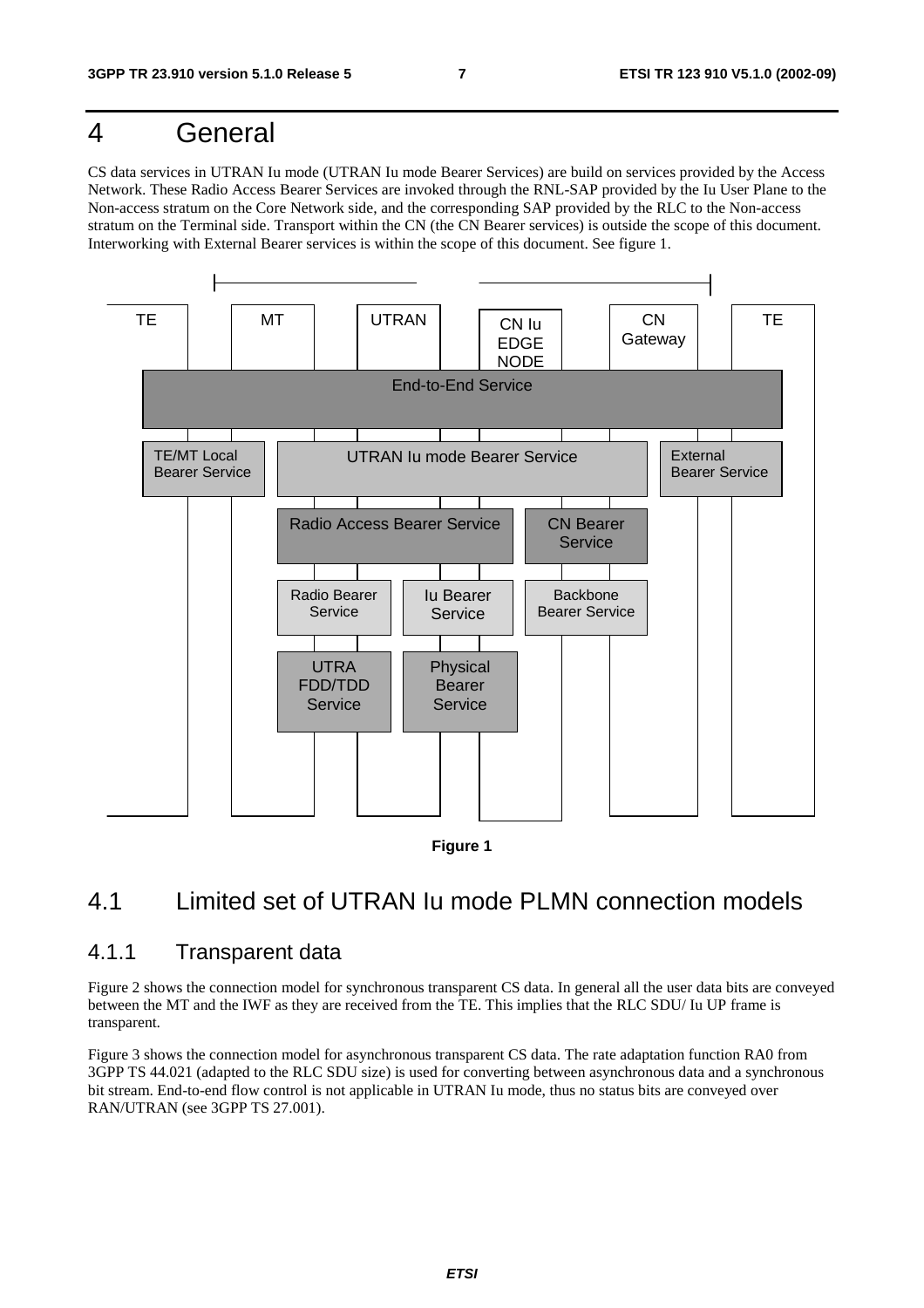# 4 General

CS data services in UTRAN Iu mode (UTRAN Iu mode Bearer Services) are build on services provided by the Access Network. These Radio Access Bearer Services are invoked through the RNL-SAP provided by the Iu User Plane to the Non-access stratum on the Core Network side, and the corresponding SAP provided by the RLC to the Non-access stratum on the Terminal side. Transport within the CN (the CN Bearer services) is outside the scope of this document. Interworking with External Bearer services is within the scope of this document. See figure 1.

TE | MT | UTRAN | CN Iu EDGE NODE | CN Gateway | TE

End-to-End Service

TE/MT Local Bearer Service | UTRAN Iu mode Bearer Service | External Bearer Service

Radio Access Bearer Service | CN Bearer Service

Radio Bearer Service | Iu Bearer Service | Backbone Bearer Service

UTRA FDD/TDD Service | Physical Bearer Service

**Figure 1**

## 4.1 Limited set of UTRAN Iu mode PLMN connection models

### 4.1.1 Transparent data

Figure 2 shows the connection model for synchronous transparent CS data. In general all the user data bits are conveyed between the MT and the IWF as they are received from the TE. This implies that the RLC SDU/ Iu UP frame is transparent.

Figure 3 shows the connection model for asynchronous transparent CS data. The rate adaptation function RA0 from 3GPP TS 44.021 (adapted to the RLC SDU size) is used for converting between asynchronous data and a synchronous bit stream. End-to-end flow control is not applicable in UTRAN Iu mode, thus no status bits are conveyed over RAN/UTRAN (see 3GPP TS 27.001).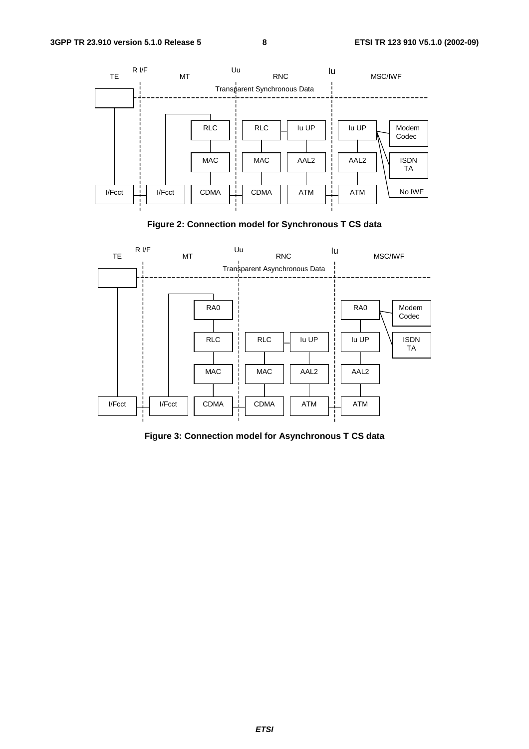Figure 2: Connection model for Synchronous T CS data

Figure 3: Connection model for Asynchronous T CS data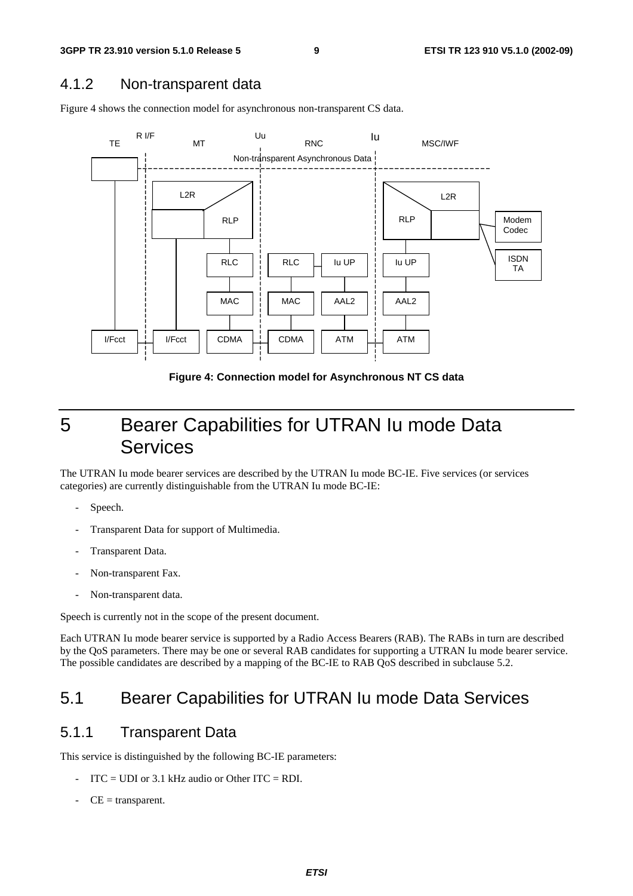### 4.1.2 Non-transparent data

Figure 4 shows the connection model for asynchronous non-transparent CS data.

**Figure 4: Connection model for Asynchronous NT CS data**

# 5 Bearer Capabilities for UTRAN Iu mode Data Services

The UTRAN Iu mode bearer services are described by the UTRAN Iu mode BC-IE. Five services (or services categories) are currently distinguishable from the UTRAN Iu mode BC-IE:

- Speech.
- Transparent Data for support of Multimedia.
- Transparent Data.
- Non-transparent Fax.
- Non-transparent data.

Speech is currently not in the scope of the present document.

Each UTRAN Iu mode bearer service is supported by a Radio Access Bearers (RAB). The RABs in turn are described by the QoS parameters. There may be one or several RAB candidates for supporting a UTRAN Iu mode bearer service. The possible candidates are described by a mapping of the BC-IE to RAB QoS described in subclause 5.2.

## 5.1 Bearer Capabilities for UTRAN Iu mode Data Services

### 5.1.1 Transparent Data

This service is distinguished by the following BC-IE parameters:

- ITC = UDI or 3.1 kHz audio or Other ITC = RDI.
- CE = transparent.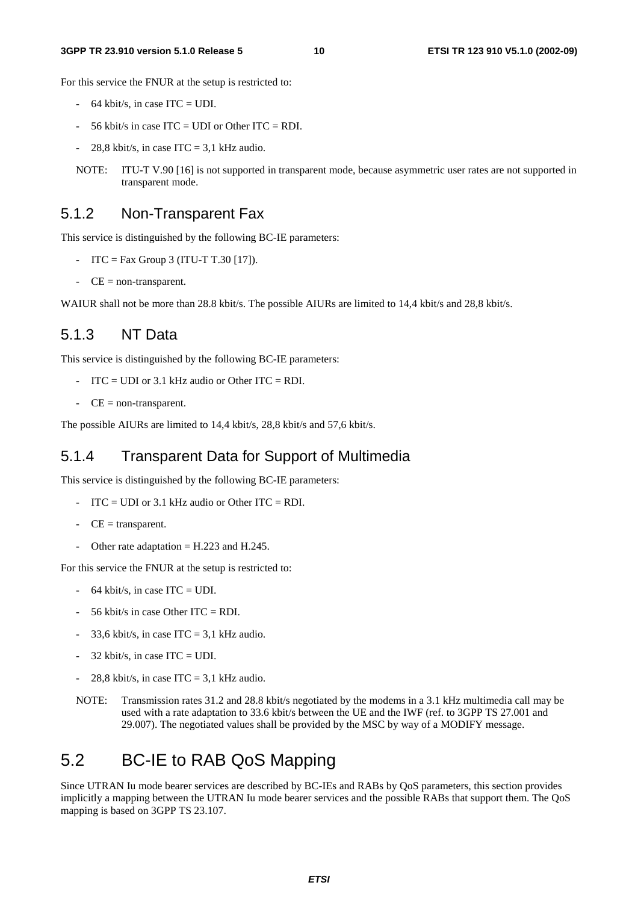For this service the FNUR at the setup is restricted to:

- 64 kbit/s, in case ITC = UDI.
- 56 kbit/s in case ITC = UDI or Other ITC = RDI.
- 28,8 kbit/s, in case ITC = 3,1 kHz audio.

NOTE: ITU-T V.90 [16] is not supported in transparent mode, because asymmetric user rates are not supported in transparent mode.

### 5.1.2 Non-Transparent Fax

This service is distinguished by the following BC-IE parameters:

- ITC = Fax Group 3 (ITU-T T.30 [17]).
- CE = non-transparent.

WAIUR shall not be more than 28.8 kbit/s. The possible AIURs are limited to 14,4 kbit/s and 28,8 kbit/s.

### 5.1.3 NT Data

This service is distinguished by the following BC-IE parameters:

- ITC = UDI or 3.1 kHz audio or Other ITC = RDI.
- CE = non-transparent.

The possible AIURs are limited to 14,4 kbit/s, 28,8 kbit/s and 57,6 kbit/s.

### 5.1.4 Transparent Data for Support of Multimedia

This service is distinguished by the following BC-IE parameters:

- ITC = UDI or 3.1 kHz audio or Other ITC = RDI.
- CE = transparent.
- Other rate adaptation = H.223 and H.245.

For this service the FNUR at the setup is restricted to:

- 64 kbit/s, in case ITC = UDI.
- 56 kbit/s in case Other ITC = RDI.
- 33,6 kbit/s, in case ITC = 3,1 kHz audio.
- 32 kbit/s, in case ITC = UDI.
- 28,8 kbit/s, in case ITC = 3,1 kHz audio.

NOTE: Transmission rates 31.2 and 28.8 kbit/s negotiated by the modems in a 3.1 kHz multimedia call may be used with a rate adaptation to 33.6 kbit/s between the UE and the IWF (ref. to 3GPP TS 27.001 and 29.007). The negotiated values shall be provided by the MSC by way of a MODIFY message.

## 5.2 BC-IE to RAB QoS Mapping

Since UTRAN Iu mode bearer services are described by BC-IEs and RABs by QoS parameters, this section provides implicitly a mapping between the UTRAN Iu mode bearer services and the possible RABs that support them. The QoS mapping is based on 3GPP TS 23.107.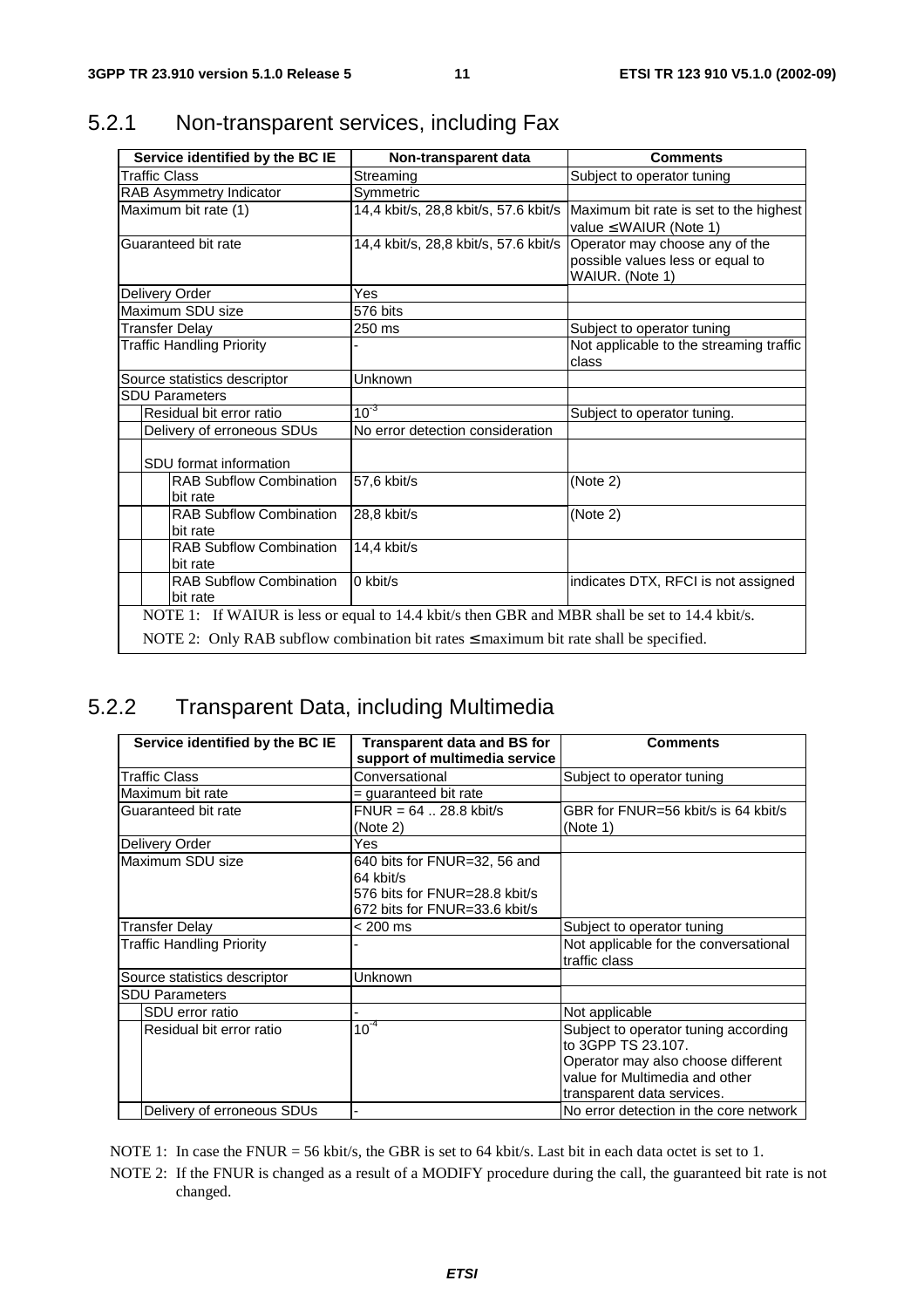## 5.2.1 Non-transparent services, including Fax

| Service identified by the BC IE | Non-transparent data | Comments |
|---|---|---|
| Traffic Class | Streaming | Subject to operator tuning |
| RAB Asymmetry Indicator | Symmetric | |
| Maximum bit rate (1) | 14,4 kbit/s, 28,8 kbit/s, 57.6 kbit/s | Maximum bit rate is set to the highest value ≤ WAIUR (Note 1) |
| Guaranteed bit rate | 14,4 kbit/s, 28,8 kbit/s, 57.6 kbit/s | Operator may choose any of the possible values less or equal to WAIUR. (Note 1) |
| Delivery Order | Yes | |
| Maximum SDU size | 576 bits | |
| Transfer Delay | 250 ms | Subject to operator tuning |
| Traffic Handling Priority | - | Not applicable to the streaming traffic class |
| Source statistics descriptor | Unknown | |
| SDU Parameters | | |
| Residual bit error ratio | $10^{-3}$ | Subject to operator tuning. |
| Delivery of erroneous SDUs | No error detection consideration | |
| SDU format information | | |
| RAB Subflow Combination bit rate | 57,6 kbit/s | (Note 2) |
| RAB Subflow Combination bit rate | 28,8 kbit/s | (Note 2) |
| RAB Subflow Combination bit rate | 14,4 kbit/s | |
| RAB Subflow Combination bit rate | 0 kbit/s | indicates DTX, RFCI is not assigned |

NOTE 1: If WAIUR is less or equal to 14.4 kbit/s then GBR and MBR shall be set to 14.4 kbit/s.

NOTE 2: Only RAB subflow combination bit rates ≤ maximum bit rate shall be specified.

## 5.2.2 Transparent Data, including Multimedia

| Service identified by the BC IE | Transparent data and BS for support of multimedia service | Comments |
|---|---|---|
| Traffic Class | Conversational | Subject to operator tuning |
| Maximum bit rate | = guaranteed bit rate | |
| Guaranteed bit rate | FNUR = 64 .. 28.8 kbit/s (Note 2) | GBR for FNUR=56 kbit/s is 64 kbit/s (Note 1) |
| Delivery Order | Yes | |
| Maximum SDU size | 640 bits for FNUR=32, 56 and 64 kbit/s<br>576 bits for FNUR=28.8 kbit/s<br>672 bits for FNUR=33.6 kbit/s | |
| Transfer Delay | < 200 ms | Subject to operator tuning |
| Traffic Handling Priority | - | Not applicable for the conversational traffic class |
| Source statistics descriptor | Unknown | |
| SDU Parameters | | |
| SDU error ratio | - | Not applicable |
| Residual bit error ratio | $10^{-4}$ | Subject to operator tuning according to 3GPP TS 23.107.<br>Operator may also choose different value for Multimedia and other transparent data services. |
| Delivery of erroneous SDUs | - | No error detection in the core network |

NOTE 1: In case the FNUR = 56 kbit/s, the GBR is set to 64 kbit/s. Last bit in each data octet is set to 1.

NOTE 2: If the FNUR is changed as a result of a MODIFY procedure during the call, the guaranteed bit rate is not changed.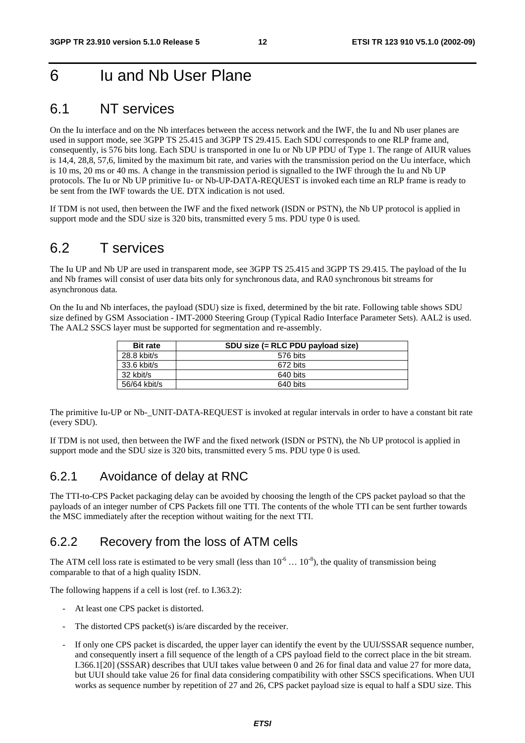# 6 Iu and Nb User Plane

## 6.1 NT services

On the Iu interface and on the Nb interfaces between the access network and the IWF, the Iu and Nb user planes are used in support mode, see 3GPP TS 25.415 and 3GPP TS 29.415. Each SDU corresponds to one RLP frame and, consequently, is 576 bits long. Each SDU is transported in one Iu or Nb UP PDU of Type 1. The range of AIUR values is 14,4, 28,8, 57,6, limited by the maximum bit rate, and varies with the transmission period on the Uu interface, which is 10 ms, 20 ms or 40 ms. A change in the transmission period is signalled to the IWF through the Iu and Nb UP protocols. The Iu or Nb UP primitive Iu- or Nb-UP-DATA-REQUEST is invoked each time an RLP frame is ready to be sent from the IWF towards the UE. DTX indication is not used.

If TDM is not used, then between the IWF and the fixed network (ISDN or PSTN), the Nb UP protocol is applied in support mode and the SDU size is 320 bits, transmitted every 5 ms. PDU type 0 is used.

## 6.2 T services

The Iu UP and Nb UP are used in transparent mode, see 3GPP TS 25.415 and 3GPP TS 29.415. The payload of the Iu and Nb frames will consist of user data bits only for synchronous data, and RA0 synchronous bit streams for asynchronous data.

On the Iu and Nb interfaces, the payload (SDU) size is fixed, determined by the bit rate. Following table shows SDU size defined by GSM Association - IMT-2000 Steering Group (Typical Radio Interface Parameter Sets). AAL2 is used. The AAL2 SSCS layer must be supported for segmentation and re-assembly.

| Bit rate | SDU size (= RLC PDU payload size) |
|---|---|
| 28.8 kbit/s | 576 bits |
| 33.6 kbit/s | 672 bits |
| 32 kbit/s | 640 bits |
| 56/64 kbit/s | 640 bits |

The primitive Iu-UP or Nb-_UNIT-DATA-REQUEST is invoked at regular intervals in order to have a constant bit rate (every SDU).

If TDM is not used, then between the IWF and the fixed network (ISDN or PSTN), the Nb UP protocol is applied in support mode and the SDU size is 320 bits, transmitted every 5 ms. PDU type 0 is used.

### 6.2.1 Avoidance of delay at RNC

The TTI-to-CPS Packet packaging delay can be avoided by choosing the length of the CPS packet payload so that the payloads of an integer number of CPS Packets fill one TTI. The contents of the whole TTI can be sent further towards the MSC immediately after the reception without waiting for the next TTI.

### 6.2.2 Recovery from the loss of ATM cells

The ATM cell loss rate is estimated to be very small (less than $10^{-6} \ldots 10^{-8}$), the quality of transmission being comparable to that of a high quality ISDN.

The following happens if a cell is lost (ref. to I.363.2):

- At least one CPS packet is distorted.
- The distorted CPS packet(s) is/are discarded by the receiver.
- If only one CPS packet is discarded, the upper layer can identify the event by the UUI/SSSAR sequence number, and consequently insert a fill sequence of the length of a CPS payload field to the correct place in the bit stream. I.366.1[20] (SSSAR) describes that UUI takes value between 0 and 26 for final data and value 27 for more data, but UUI should take value 26 for final data considering compatibility with other SSCS specifications. When UUI works as sequence number by repetition of 27 and 26, CPS packet payload size is equal to half a SDU size. This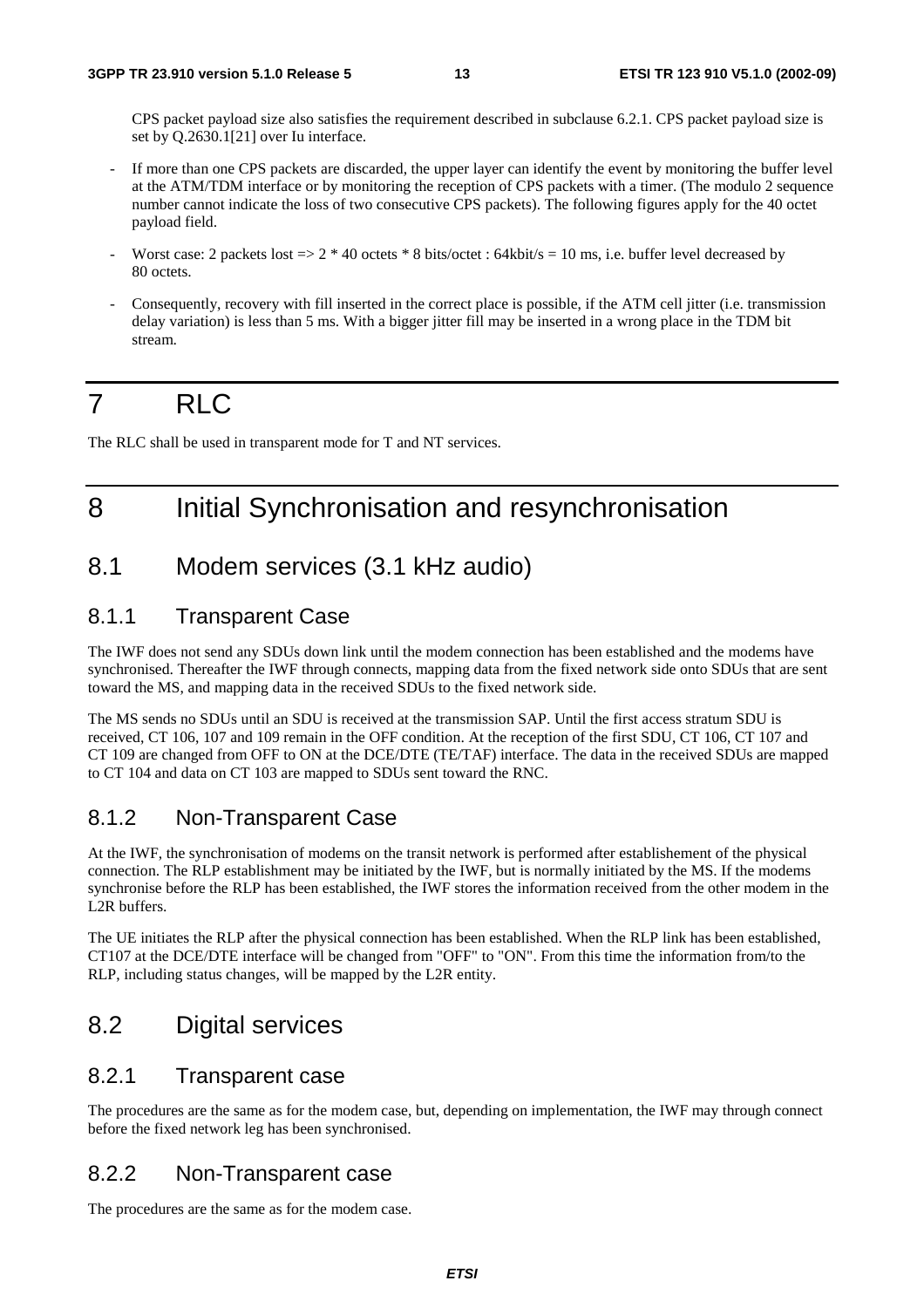CPS packet payload size also satisfies the requirement described in subclause 6.2.1. CPS packet payload size is set by Q.2630.1[21] over Iu interface.

- If more than one CPS packets are discarded, the upper layer can identify the event by monitoring the buffer level at the ATM/TDM interface or by monitoring the reception of CPS packets with a timer. (The modulo 2 sequence number cannot indicate the loss of two consecutive CPS packets). The following figures apply for the 40 octet payload field.

- Worst case: 2 packets lost => 2 * 40 octets * 8 bits/octet : 64kbit/s = 10 ms, i.e. buffer level decreased by 80 octets.

- Consequently, recovery with fill inserted in the correct place is possible, if the ATM cell jitter (i.e. transmission delay variation) is less than 5 ms. With a bigger jitter fill may be inserted in a wrong place in the TDM bit stream.

# 7 RLC

The RLC shall be used in transparent mode for T and NT services.

# 8 Initial Synchronisation and resynchronisation

## 8.1 Modem services (3.1 kHz audio)

### 8.1.1 Transparent Case

The IWF does not send any SDUs down link until the modem connection has been established and the modems have synchronised. Thereafter the IWF through connects, mapping data from the fixed network side onto SDUs that are sent toward the MS, and mapping data in the received SDUs to the fixed network side.

The MS sends no SDUs until an SDU is received at the transmission SAP. Until the first access stratum SDU is received, CT 106, 107 and 109 remain in the OFF condition. At the reception of the first SDU, CT 106, CT 107 and CT 109 are changed from OFF to ON at the DCE/DTE (TE/TAF) interface. The data in the received SDUs are mapped to CT 104 and data on CT 103 are mapped to SDUs sent toward the RNC.

### 8.1.2 Non-Transparent Case

At the IWF, the synchronisation of modems on the transit network is performed after establishement of the physical connection. The RLP establishment may be initiated by the IWF, but is normally initiated by the MS. If the modems synchronise before the RLP has been established, the IWF stores the information received from the other modem in the L2R buffers.

The UE initiates the RLP after the physical connection has been established. When the RLP link has been established, CT107 at the DCE/DTE interface will be changed from "OFF" to "ON". From this time the information from/to the RLP, including status changes, will be mapped by the L2R entity.

## 8.2 Digital services

### 8.2.1 Transparent case

The procedures are the same as for the modem case, but, depending on implementation, the IWF may through connect before the fixed network leg has been synchronised.

### 8.2.2 Non-Transparent case

The procedures are the same as for the modem case.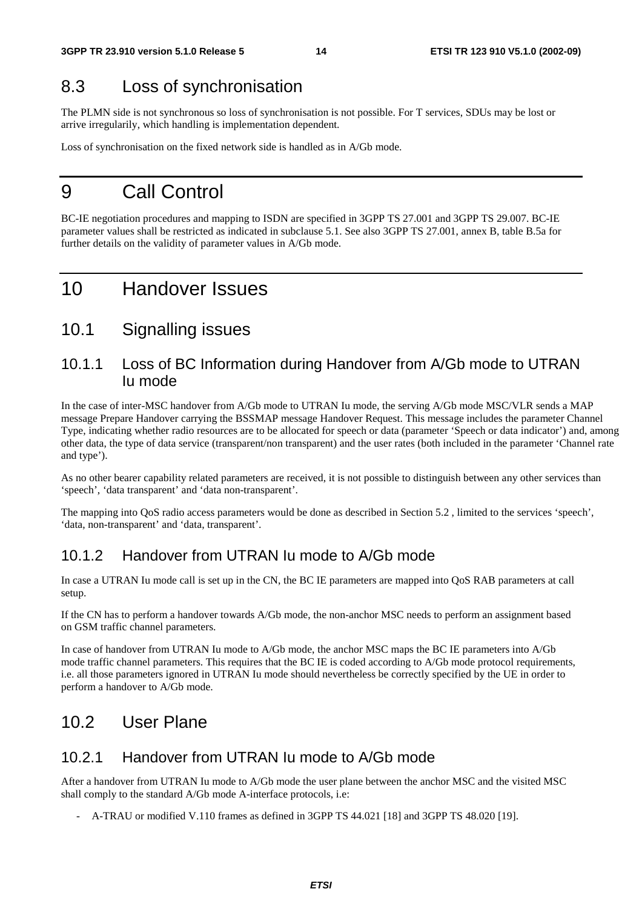## 8.3 Loss of synchronisation

The PLMN side is not synchronous so loss of synchronisation is not possible. For T services, SDUs may be lost or arrive irregularily, which handling is implementation dependent.

Loss of synchronisation on the fixed network side is handled as in A/Gb mode.

# 9 Call Control

BC-IE negotiation procedures and mapping to ISDN are specified in 3GPP TS 27.001 and 3GPP TS 29.007. BC-IE parameter values shall be restricted as indicated in subclause 5.1. See also 3GPP TS 27.001, annex B, table B.5a for further details on the validity of parameter values in A/Gb mode.

# 10 Handover Issues

## 10.1 Signalling issues

### 10.1.1 Loss of BC Information during Handover from A/Gb mode to UTRAN Iu mode

In the case of inter-MSC handover from A/Gb mode to UTRAN Iu mode, the serving A/Gb mode MSC/VLR sends a MAP message Prepare Handover carrying the BSSMAP message Handover Request. This message includes the parameter Channel Type, indicating whether radio resources are to be allocated for speech or data (parameter 'Speech or data indicator') and, among other data, the type of data service (transparent/non transparent) and the user rates (both included in the parameter 'Channel rate and type').

As no other bearer capability related parameters are received, it is not possible to distinguish between any other services than 'speech', 'data transparent' and 'data non-transparent'.

The mapping into QoS radio access parameters would be done as described in Section 5.2 , limited to the services 'speech', 'data, non-transparent' and 'data, transparent'.

### 10.1.2 Handover from UTRAN Iu mode to A/Gb mode

In case a UTRAN Iu mode call is set up in the CN, the BC IE parameters are mapped into QoS RAB parameters at call setup.

If the CN has to perform a handover towards A/Gb mode, the non-anchor MSC needs to perform an assignment based on GSM traffic channel parameters.

In case of handover from UTRAN Iu mode to A/Gb mode, the anchor MSC maps the BC IE parameters into A/Gb mode traffic channel parameters. This requires that the BC IE is coded according to A/Gb mode protocol requirements, i.e. all those parameters ignored in UTRAN Iu mode should nevertheless be correctly specified by the UE in order to perform a handover to A/Gb mode.

## 10.2 User Plane

### 10.2.1 Handover from UTRAN Iu mode to A/Gb mode

After a handover from UTRAN Iu mode to A/Gb mode the user plane between the anchor MSC and the visited MSC shall comply to the standard A/Gb mode A-interface protocols, i.e:

- A-TRAU or modified V.110 frames as defined in 3GPP TS 44.021 [18] and 3GPP TS 48.020 [19].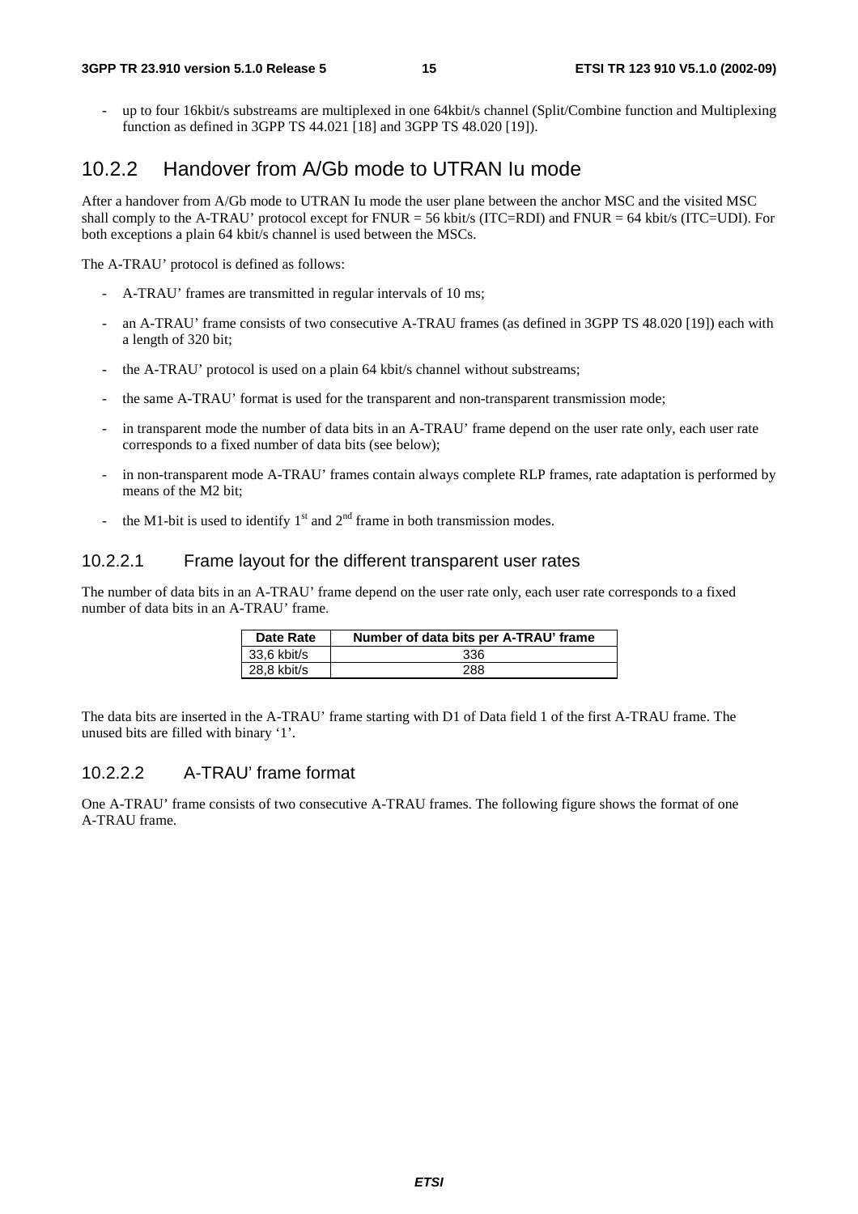- up to four 16kbit/s substreams are multiplexed in one 64kbit/s channel (Split/Combine function and Multiplexing function as defined in 3GPP TS 44.021 [18] and 3GPP TS 48.020 [19]).

## 10.2.2 Handover from A/Gb mode to UTRAN Iu mode

After a handover from A/Gb mode to UTRAN Iu mode the user plane between the anchor MSC and the visited MSC shall comply to the A-TRAU' protocol except for FNUR = 56 kbit/s (ITC=RDI) and FNUR = 64 kbit/s (ITC=UDI). For both exceptions a plain 64 kbit/s channel is used between the MSCs.

The A-TRAU' protocol is defined as follows:

- A-TRAU' frames are transmitted in regular intervals of 10 ms;
- an A-TRAU' frame consists of two consecutive A-TRAU frames (as defined in 3GPP TS 48.020 [19]) each with a length of 320 bit;
- the A-TRAU' protocol is used on a plain 64 kbit/s channel without substreams;
- the same A-TRAU' format is used for the transparent and non-transparent transmission mode;
- in transparent mode the number of data bits in an A-TRAU' frame depend on the user rate only, each user rate corresponds to a fixed number of data bits (see below);
- in non-transparent mode A-TRAU' frames contain always complete RLP frames, rate adaptation is performed by means of the M2 bit;
- the M1-bit is used to identify 1st and 2nd frame in both transmission modes.

### 10.2.2.1 Frame layout for the different transparent user rates

The number of data bits in an A-TRAU' frame depend on the user rate only, each user rate corresponds to a fixed number of data bits in an A-TRAU' frame.

| Date Rate | Number of data bits per A-TRAU' frame |
| --- | --- |
| 33,6 kbit/s | 336 |
| 28,8 kbit/s | 288 |

The data bits are inserted in the A-TRAU' frame starting with D1 of Data field 1 of the first A-TRAU frame. The unused bits are filled with binary '1'.

### 10.2.2.2 A-TRAU' frame format

One A-TRAU' frame consists of two consecutive A-TRAU frames. The following figure shows the format of one A-TRAU frame.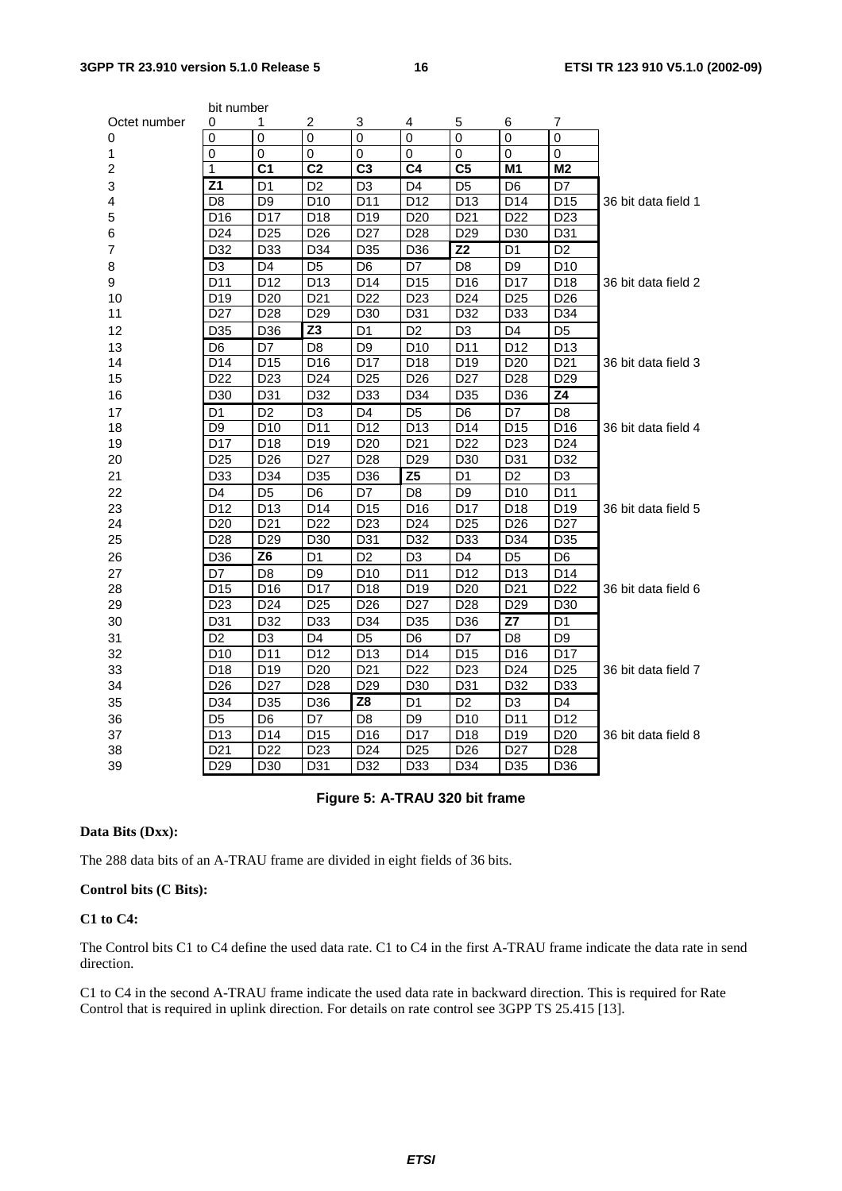| Octet number | bit number 0 | 1 | 2 | 3 | 4 | 5 | 6 | 7 | |
|---|---|---|---|---|---|---|---|---|---|
| 0 | 0 | 0 | 0 | 0 | 0 | 0 | 0 | 0 | |
| 1 | 0 | 0 | 0 | 0 | 0 | 0 | 0 | 0 | |
| 2 | 1 | **C1** | **C2** | **C3** | **C4** | **C5** | **M1** | **M2** | |
| 3 | **Z1** | D1 | D2 | D3 | D4 | D5 | D6 | D7 | |
| 4 | D8 | D9 | D10 | D11 | D12 | D13 | D14 | D15 | 36 bit data field 1 |
| 5 | D16 | D17 | D18 | D19 | D20 | D21 | D22 | D23 | |
| 6 | D24 | D25 | D26 | D27 | D28 | D29 | D30 | D31 | |
| 7 | D32 | D33 | D34 | D35 | D36 | **Z2** | D1 | D2 | |
| 8 | D3 | D4 | D5 | D6 | D7 | D8 | D9 | D10 | |
| 9 | D11 | D12 | D13 | D14 | D15 | D16 | D17 | D18 | 36 bit data field 2 |
| 10 | D19 | D20 | D21 | D22 | D23 | D24 | D25 | D26 | |
| 11 | D27 | D28 | D29 | D30 | D31 | D32 | D33 | D34 | |
| 12 | D35 | D36 | **Z3** | D1 | D2 | D3 | D4 | D5 | |
| 13 | D6 | D7 | D8 | D9 | D10 | D11 | D12 | D13 | |
| 14 | D14 | D15 | D16 | D17 | D18 | D19 | D20 | D21 | 36 bit data field 3 |
| 15 | D22 | D23 | D24 | D25 | D26 | D27 | D28 | D29 | |
| 16 | D30 | D31 | D32 | D33 | D34 | D35 | D36 | **Z4** | |
| 17 | D1 | D2 | D3 | D4 | D5 | D6 | D7 | D8 | |
| 18 | D9 | D10 | D11 | D12 | D13 | D14 | D15 | D16 | 36 bit data field 4 |
| 19 | D17 | D18 | D19 | D20 | D21 | D22 | D23 | D24 | |
| 20 | D25 | D26 | D27 | D28 | D29 | D30 | D31 | D32 | |
| 21 | D33 | D34 | D35 | D36 | **Z5** | D1 | D2 | D3 | |
| 22 | D4 | D5 | D6 | D7 | D8 | D9 | D10 | D11 | |
| 23 | D12 | D13 | D14 | D15 | D16 | D17 | D18 | D19 | 36 bit data field 5 |
| 24 | D20 | D21 | D22 | D23 | D24 | D25 | D26 | D27 | |
| 25 | D28 | D29 | D30 | D31 | D32 | D33 | D34 | D35 | |
| 26 | D36 | **Z6** | D1 | D2 | D3 | D4 | D5 | D6 | |
| 27 | D7 | D8 | D9 | D10 | D11 | D12 | D13 | D14 | |
| 28 | D15 | D16 | D17 | D18 | D19 | D20 | D21 | D22 | 36 bit data field 6 |
| 29 | D23 | D24 | D25 | D26 | D27 | D28 | D29 | D30 | |
| 30 | D31 | D32 | D33 | D34 | D35 | D36 | **Z7** | D1 | |
| 31 | D2 | D3 | D4 | D5 | D6 | D7 | D8 | D9 | |
| 32 | D10 | D11 | D12 | D13 | D14 | D15 | D16 | D17 | |
| 33 | D18 | D19 | D20 | D21 | D22 | D23 | D24 | D25 | 36 bit data field 7 |
| 34 | D26 | D27 | D28 | D29 | D30 | D31 | D32 | D33 | |
| 35 | D34 | D35 | D36 | **Z8** | D1 | D2 | D3 | D4 | |
| 36 | D5 | D6 | D7 | D8 | D9 | D10 | D11 | D12 | |
| 37 | D13 | D14 | D15 | D16 | D17 | D18 | D19 | D20 | 36 bit data field 8 |
| 38 | D21 | D22 | D23 | D24 | D25 | D26 | D27 | D28 | |
| 39 | D29 | D30 | D31 | D32 | D33 | D34 | D35 | D36 | |

**Figure 5: A-TRAU 320 bit frame**

**Data Bits (Dxx):**

The 288 data bits of an A-TRAU frame are divided in eight fields of 36 bits.

**Control bits (C Bits):**

**C1 to C4:**

The Control bits C1 to C4 define the used data rate. C1 to C4 in the first A-TRAU frame indicate the data rate in send direction.

C1 to C4 in the second A-TRAU frame indicate the used data rate in backward direction. This is required for Rate Control that is required in uplink direction. For details on rate control see 3GPP TS 25.415 [13].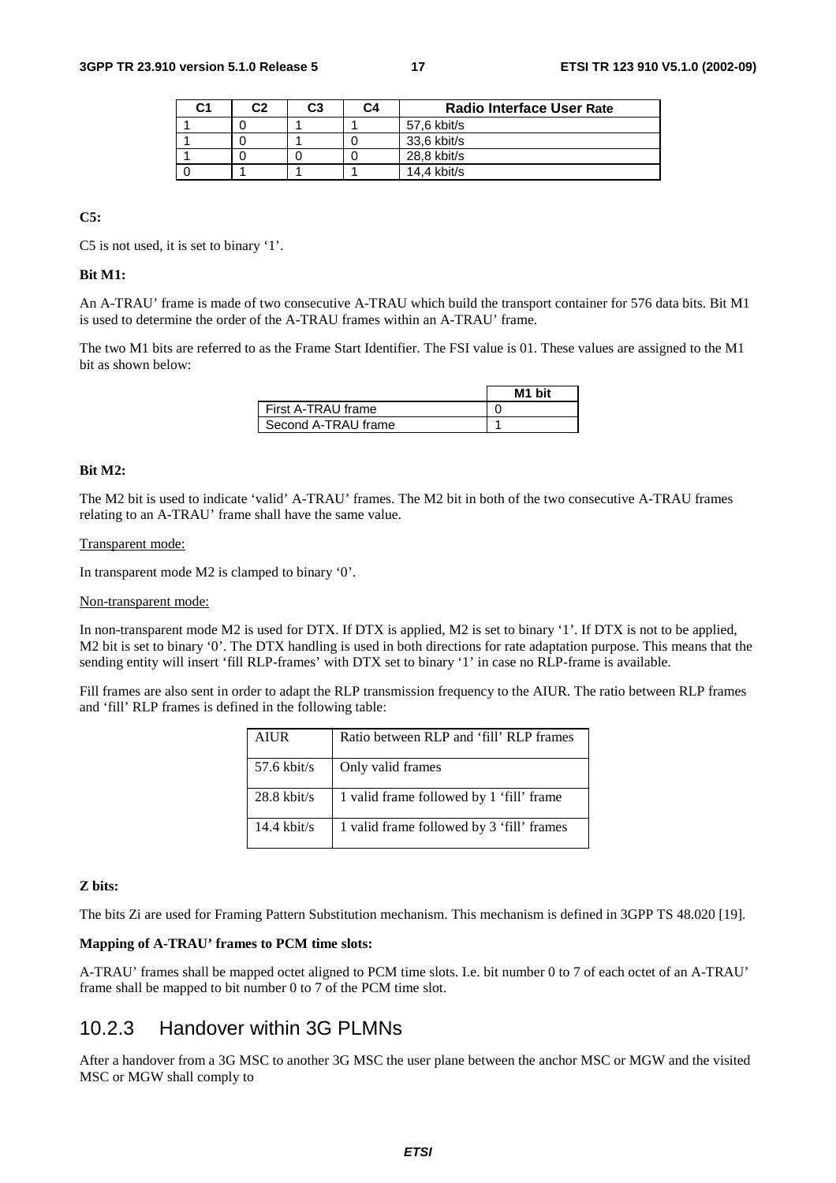| C1 | C2 | C3 | C4 | Radio Interface User Rate |
|---|---|---|---|---|
| 1 | 0 | 1 | 1 | 57,6 kbit/s |
| 1 | 0 | 1 | 0 | 33,6 kbit/s |
| 1 | 0 | 0 | 0 | 28,8 kbit/s |
| 0 | 1 | 1 | 1 | 14,4 kbit/s |

**C5:**

C5 is not used, it is set to binary '1'.

**Bit M1:**

An A-TRAU' frame is made of two consecutive A-TRAU which build the transport container for 576 data bits. Bit M1 is used to determine the order of the A-TRAU frames within an A-TRAU' frame.

The two M1 bits are referred to as the Frame Start Identifier. The FSI value is 01. These values are assigned to the M1 bit as shown below:

| | M1 bit |
|---|---|
| First A-TRAU frame | 0 |
| Second A-TRAU frame | 1 |

**Bit M2:**

The M2 bit is used to indicate 'valid' A-TRAU' frames. The M2 bit in both of the two consecutive A-TRAU frames relating to an A-TRAU' frame shall have the same value.

Transparent mode:

In transparent mode M2 is clamped to binary '0'.

Non-transparent mode:

In non-transparent mode M2 is used for DTX. If DTX is applied, M2 is set to binary '1'. If DTX is not to be applied, M2 bit is set to binary '0'. The DTX handling is used in both directions for rate adaptation purpose. This means that the sending entity will insert 'fill RLP-frames' with DTX set to binary '1' in case no RLP-frame is available.

Fill frames are also sent in order to adapt the RLP transmission frequency to the AIUR. The ratio between RLP frames and 'fill' RLP frames is defined in the following table:

| AIUR | Ratio between RLP and 'fill' RLP frames |
|---|---|
| 57.6 kbit/s | Only valid frames |
| 28.8 kbit/s | 1 valid frame followed by 1 'fill' frame |
| 14.4 kbit/s | 1 valid frame followed by 3 'fill' frames |

**Z bits:**

The bits Zi are used for Framing Pattern Substitution mechanism. This mechanism is defined in 3GPP TS 48.020 [19].

**Mapping of A-TRAU' frames to PCM time slots:**

A-TRAU' frames shall be mapped octet aligned to PCM time slots. I.e. bit number 0 to 7 of each octet of an A-TRAU' frame shall be mapped to bit number 0 to 7 of the PCM time slot.

## 10.2.3 Handover within 3G PLMNs

After a handover from a 3G MSC to another 3G MSC the user plane between the anchor MSC or MGW and the visited MSC or MGW shall comply to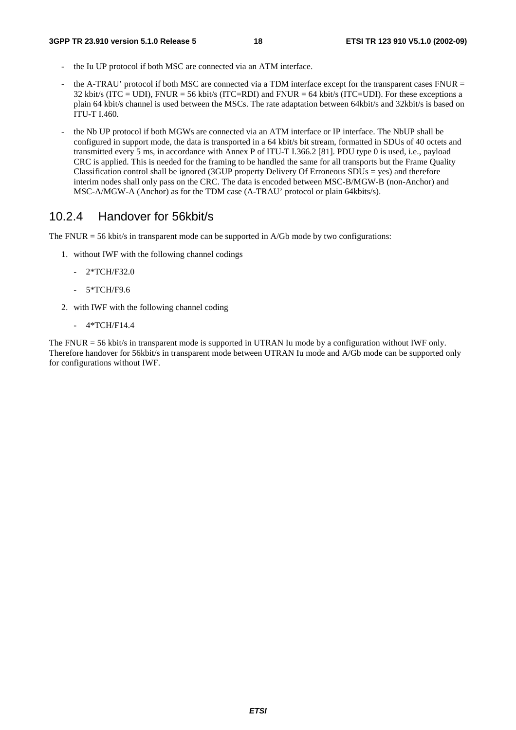- the Iu UP protocol if both MSC are connected via an ATM interface.

- the A-TRAU' protocol if both MSC are connected via a TDM interface except for the transparent cases FNUR = 32 kbit/s (ITC = UDI), FNUR = 56 kbit/s (ITC=RDI) and FNUR = 64 kbit/s (ITC=UDI). For these exceptions a plain 64 kbit/s channel is used between the MSCs. The rate adaptation between 64kbit/s and 32kbit/s is based on ITU-T I.460.

- the Nb UP protocol if both MGWs are connected via an ATM interface or IP interface. The NbUP shall be configured in support mode, the data is transported in a 64 kbit/s bit stream, formatted in SDUs of 40 octets and transmitted every 5 ms, in accordance with Annex P of ITU-T I.366.2 [81]. PDU type 0 is used, i.e., payload CRC is applied. This is needed for the framing to be handled the same for all transports but the Frame Quality Classification control shall be ignored (3GUP property Delivery Of Erroneous SDUs = yes) and therefore interim nodes shall only pass on the CRC. The data is encoded between MSC-B/MGW-B (non-Anchor) and MSC-A/MGW-A (Anchor) as for the TDM case (A-TRAU' protocol or plain 64kbits/s).

### 10.2.4 Handover for 56kbit/s

The FNUR = 56 kbit/s in transparent mode can be supported in A/Gb mode by two configurations:

1. without IWF with the following channel codings
   - 2*TCH/F32.0
   - 5*TCH/F9.6
2. with IWF with the following channel coding
   - 4*TCH/F14.4

The FNUR = 56 kbit/s in transparent mode is supported in UTRAN Iu mode by a configuration without IWF only. Therefore handover for 56kbit/s in transparent mode between UTRAN Iu mode and A/Gb mode can be supported only for configurations without IWF.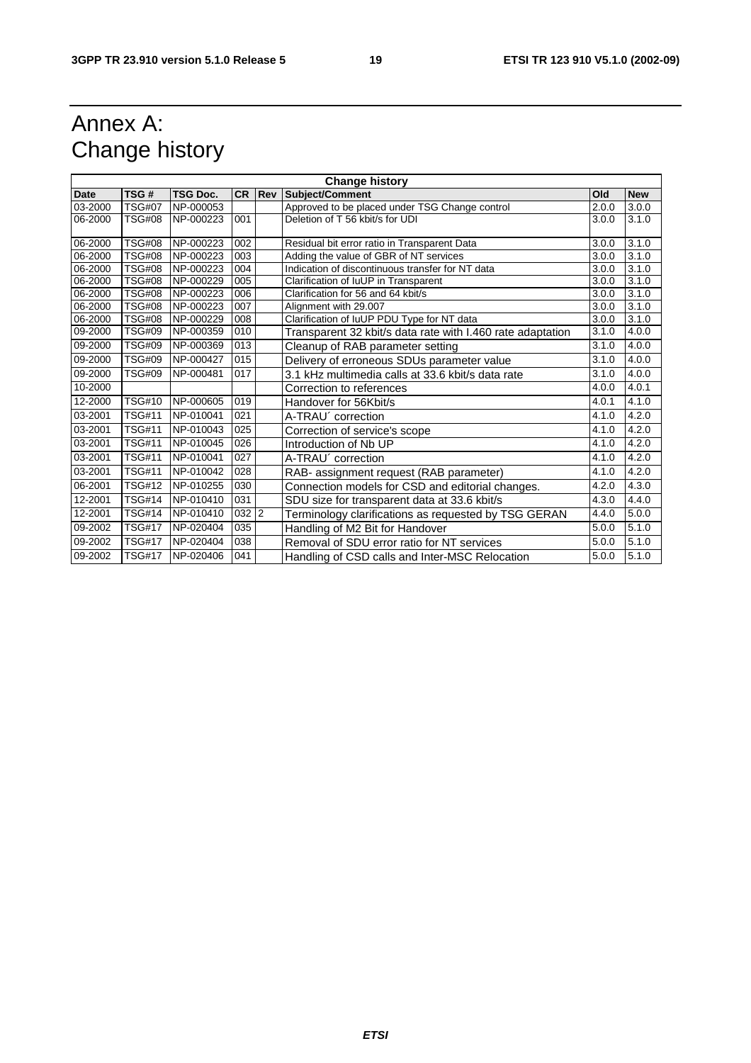# Annex A: Change history

| Change history | | | | | | | |
|---|---|---|---|---|---|---|---|
| **Date** | **TSG #** | **TSG Doc.** | **CR** | **Rev** | **Subject/Comment** | **Old** | **New** |
| 03-2000 | TSG#07 | NP-000053 | | | Approved to be placed under TSG Change control | 2.0.0 | 3.0.0 |
| 06-2000 | TSG#08 | NP-000223 | 001 | | Deletion of T 56 kbit/s for UDI | 3.0.0 | 3.1.0 |
| 06-2000 | TSG#08 | NP-000223 | 002 | | Residual bit error ratio in Transparent Data | 3.0.0 | 3.1.0 |
| 06-2000 | TSG#08 | NP-000223 | 003 | | Adding the value of GBR of NT services | 3.0.0 | 3.1.0 |
| 06-2000 | TSG#08 | NP-000223 | 004 | | Indication of discontinuous transfer for NT data | 3.0.0 | 3.1.0 |
| 06-2000 | TSG#08 | NP-000229 | 005 | | Clarification of IuUP in Transparent | 3.0.0 | 3.1.0 |
| 06-2000 | TSG#08 | NP-000223 | 006 | | Clarification for 56 and 64 kbit/s | 3.0.0 | 3.1.0 |
| 06-2000 | TSG#08 | NP-000223 | 007 | | Alignment with 29.007 | 3.0.0 | 3.1.0 |
| 06-2000 | TSG#08 | NP-000229 | 008 | | Clarification of IuUP PDU Type for NT data | 3.0.0 | 3.1.0 |
| 09-2000 | TSG#09 | NP-000359 | 010 | | Transparent 32 kbit/s data rate with I.460 rate adaptation | 3.1.0 | 4.0.0 |
| 09-2000 | TSG#09 | NP-000369 | 013 | | Cleanup of RAB parameter setting | 3.1.0 | 4.0.0 |
| 09-2000 | TSG#09 | NP-000427 | 015 | | Delivery of erroneous SDUs parameter value | 3.1.0 | 4.0.0 |
| 09-2000 | TSG#09 | NP-000481 | 017 | | 3.1 kHz multimedia calls at 33.6 kbit/s data rate | 3.1.0 | 4.0.0 |
| 10-2000 | | | | | Correction to references | 4.0.0 | 4.0.1 |
| 12-2000 | TSG#10 | NP-000605 | 019 | | Handover for 56Kbit/s | 4.0.1 | 4.1.0 |
| 03-2001 | TSG#11 | NP-010041 | 021 | | A-TRAU´ correction | 4.1.0 | 4.2.0 |
| 03-2001 | TSG#11 | NP-010043 | 025 | | Correction of service's scope | 4.1.0 | 4.2.0 |
| 03-2001 | TSG#11 | NP-010045 | 026 | | Introduction of Nb UP | 4.1.0 | 4.2.0 |
| 03-2001 | TSG#11 | NP-010041 | 027 | | A-TRAU´ correction | 4.1.0 | 4.2.0 |
| 03-2001 | TSG#11 | NP-010042 | 028 | | RAB- assignment request (RAB parameter) | 4.1.0 | 4.2.0 |
| 06-2001 | TSG#12 | NP-010255 | 030 | | Connection models for CSD and editorial changes. | 4.2.0 | 4.3.0 |
| 12-2001 | TSG#14 | NP-010410 | 031 | | SDU size for transparent data at 33.6 kbit/s | 4.3.0 | 4.4.0 |
| 12-2001 | TSG#14 | NP-010410 | 032 | 2 | Terminology clarifications as requested by TSG GERAN | 4.4.0 | 5.0.0 |
| 09-2002 | TSG#17 | NP-020404 | 035 | | Handling of M2 Bit for Handover | 5.0.0 | 5.1.0 |
| 09-2002 | TSG#17 | NP-020404 | 038 | | Removal of SDU error ratio for NT services | 5.0.0 | 5.1.0 |
| 09-2002 | TSG#17 | NP-020406 | 041 | | Handling of CSD calls and Inter-MSC Relocation | 5.0.0 | 5.1.0 |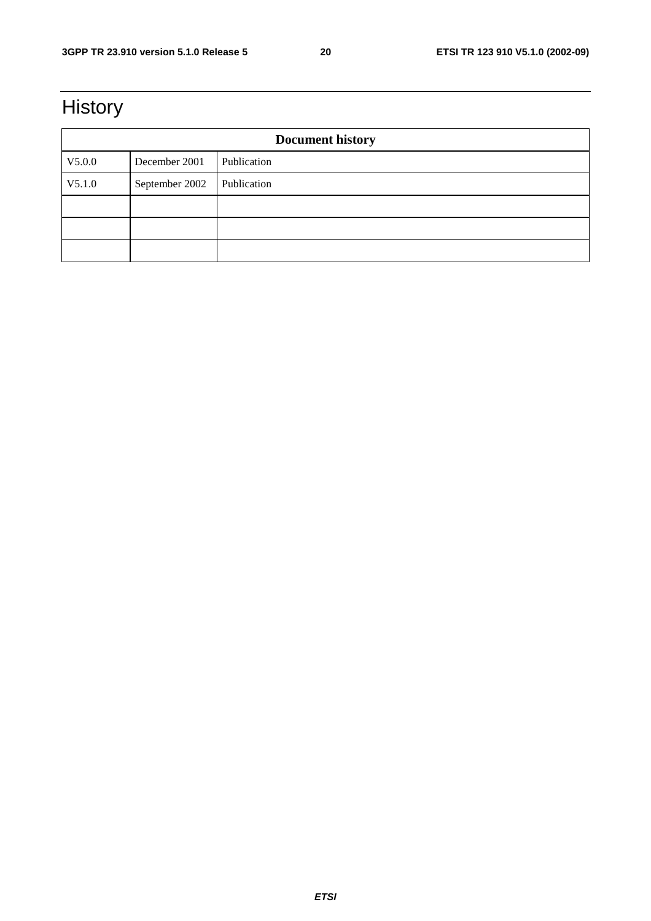# History

| Document history | | |
|---|---|---|
| V5.0.0 | December 2001 | Publication |
| V5.1.0 | September 2002 | Publication |
| | | |
| | | |
| | | |